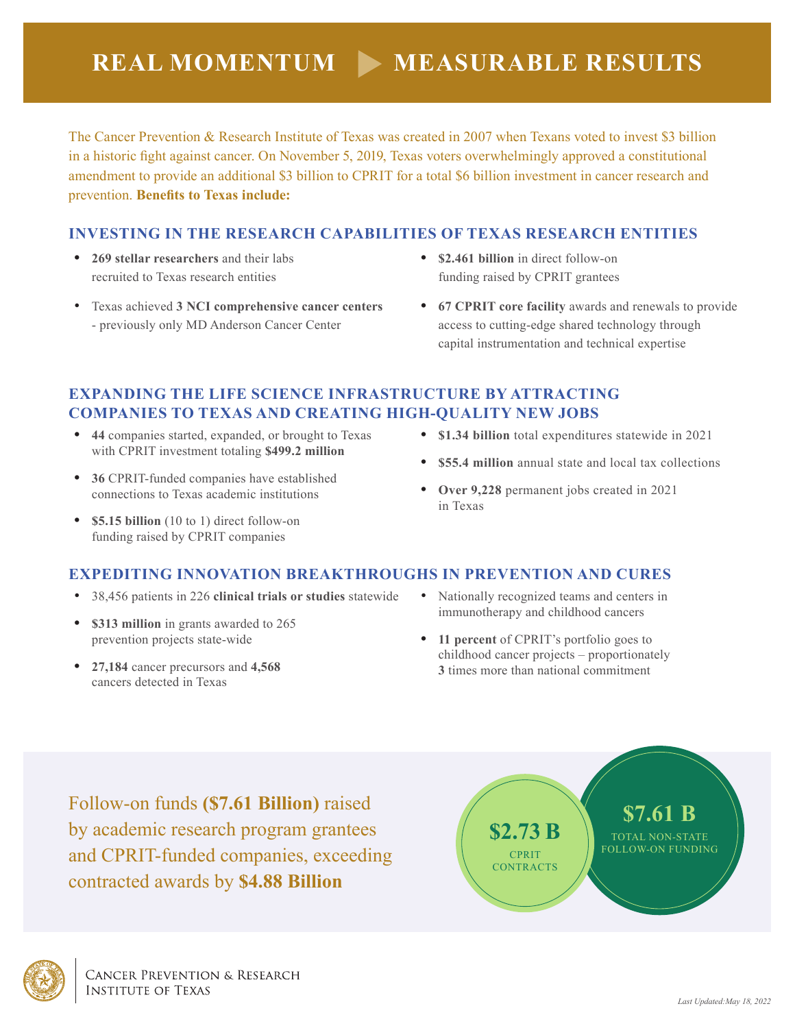# REAL MOMENTUM ▶ MEASURABLE RESULTS

The Cancer Prevention & Research Institute of Texas was created in 2007 when Texans voted to invest $3 billion in a historic fight against cancer. On November 5, 2019, Texas voters overwhelmingly approved a constitutional amendment to provide an additional $3 billion to CPRIT for a total $6 billion investment in cancer research and prevention. **Benefits to Texas include:**

## INVESTING IN THE RESEARCH CAPABILITIES OF TEXAS RESEARCH ENTITIES

- **269 stellar researchers** and their labs recruited to Texas research entities
- Texas achieved **3 NCI comprehensive cancer centers** - previously only MD Anderson Cancer Center
- **$2.461 billion** in direct follow-on funding raised by CPRIT grantees
- **67 CPRIT core facility** awards and renewals to provide access to cutting-edge shared technology through capital instrumentation and technical expertise

## EXPANDING THE LIFE SCIENCE INFRASTRUCTURE BY ATTRACTING COMPANIES TO TEXAS AND CREATING HIGH-QUALITY NEW JOBS

- **44** companies started, expanded, or brought to Texas with CPRIT investment totaling **$499.2 million**
- **36** CPRIT-funded companies have established connections to Texas academic institutions
- **$5.15 billion** (10 to 1) direct follow-on funding raised by CPRIT companies
- **$1.34 billion** total expenditures statewide in 2021
- **$55.4 million** annual state and local tax collections
- **Over 9,228** permanent jobs created in 2021 in Texas

## EXPEDITING INNOVATION BREAKTHROUGHS IN PREVENTION AND CURES

- 38,456 patients in 226 **clinical trials or studies** statewide
- **$313 million** in grants awarded to 265 prevention projects state-wide
- **27,184** cancer precursors and **4,568** cancers detected in Texas
- Nationally recognized teams and centers in immunotherapy and childhood cancers
- **11 percent** of CPRIT's portfolio goes to childhood cancer projects – proportionately **3** times more than national commitment

Follow-on funds **($7.61 Billion)** raised by academic research program grantees and CPRIT-funded companies, exceeding contracted awards by **$4.88 Billion**

**$2.73 B**
CPRIT CONTRACTS

**$7.61 B**
TOTAL NON-STATE FOLLOW-ON FUNDING

Cancer Prevention & Research Institute of Texas

*Last Updated: May 18, 2022*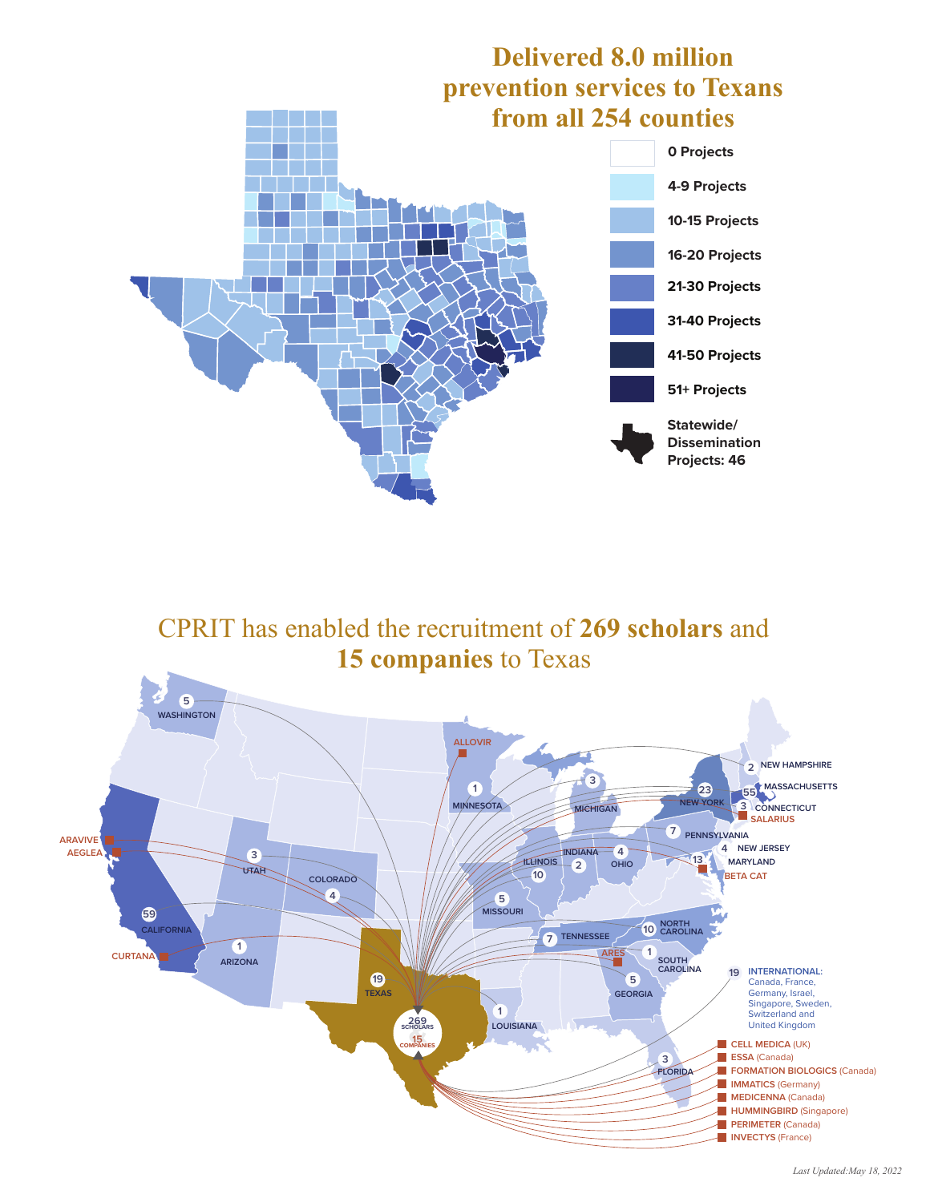# Delivered 8.0 million prevention services to Texans from all 254 counties

0 Projects
4-9 Projects
10-15 Projects
16-20 Projects
21-30 Projects
31-40 Projects
41-50 Projects
51+ Projects
Statewide/ Dissemination Projects: 46

# CPRIT has enabled the recruitment of **269 scholars** and **15 companies** to Texas

5 WASHINGTON
ALLOVIR
1 MINNESOTA
3 MICHIGAN
2 NEW HAMPSHIRE
23 NEW YORK
55 MASSACHUSETTS
3 CONNECTICUT
SALARIUS
7 PENNSYLVANIA
4 NEW JERSEY
13 MARYLAND
BETA CAT
ARAVIVE
AEGLEA
3 UTAH
4 COLORADO
10 ILLINOIS
2 INDIANA
4 OHIO
5 MISSOURI
59 CALIFORNIA
CURTANA
1 ARIZONA
7 TENNESSEE
10 NORTH CAROLINA
ARES
1 SOUTH CAROLINA
5 GEORGIA
19 TEXAS
1 LOUISIANA
3 FLORIDA
269 SCHOLARS
15 COMPANIES

19 INTERNATIONAL: Canada, France, Germany, Israel, Singapore, Sweden, Switzerland and United Kingdom

- CELL MEDICA (UK)
- ESSA (Canada)
- FORMATION BIOLOGICS (Canada)
- IMMATICS (Germany)
- MEDICENNA (Canada)
- HUMMINGBIRD (Singapore)
- PERIMETER (Canada)
- INVECTYS (France)

*Last Updated: May 18, 2022*